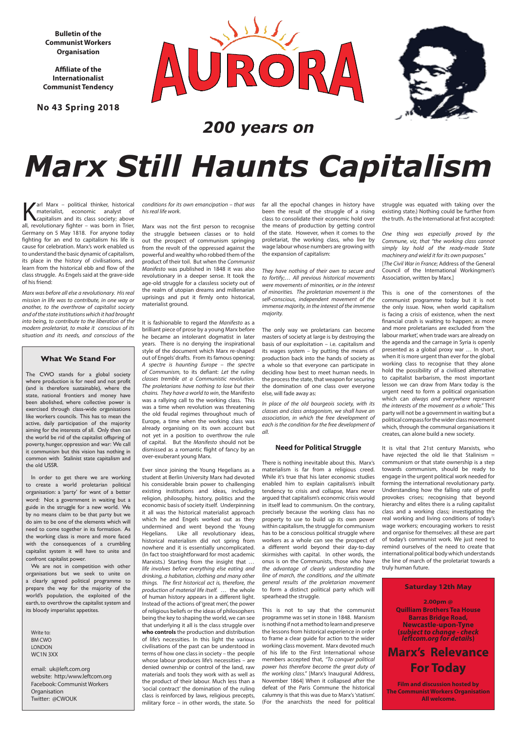**Bulletin of the Communist Workers Organisation**

**Affiliate of the Internationalist Communist Tendency**

**No 43 Spring 2018**

# AURORA

## *200 years on*

# *Marx Still Haunts Capitalism*

Karl Marx – political thinker, historical materialist, economic analyst of capitalism and its class society; above all, revolutionary fighter – was born in Trier, Germany on 5 May 1818. For anyone today fighting for an end to capitalism his life is cause for celebration. Marx's work enabled us to understand the basic dynamic of capitalism, its place in the history of civilisations, and learn from the historical ebb and flow of the class struggle. As Engels said at the grave-side of his friend:

*Marx was before all else a revolutionary. His real mission in life was to contribute, in one way or another, to the overthrow of capitalist society and of the state institutions which it had brought into being, to contribute to the liberation of the modern proletariat, to make it conscious of its situation and its needs, and conscious of the conditions for its own emancipation – that was his real life work.*

Marx was not the first person to recognise the struggle between classes or to hold out the prospect of communism springing from the revolt of the oppressed against the powerful and wealthy who robbed them of the product of their toil. But when the *Communist Manifesto* was published in 1848 it was also revolutionary in a deeper sense. It took the age-old struggle for a classless society out of the realm of utopian dreams and millenarian uprisings and put it firmly onto historical, materialist ground.

It is fashionable to regard the *Manifesto* as a brilliant piece of prose by a young Marx before he became an intolerant dogmatist in later years. There is no denying the inspirational style of the document which Marx re-shaped out of Engels' drafts. From its famous opening: *A spectre is haunting Europe – the spectre of Communism*, to its defiant: *Let the ruling classes tremble at a Communistic revolution. The proletarians have nothing to lose but their chains. They have a world to win*, the Manifesto was a rallying call to the working class. This was a time when revolution was threatening the old feudal regimes throughout much of Europe, a time when the working class was already organising on its own account but not yet in a position to overthrow the rule of capital. But the *Manifesto* should not be dismissed as a romantic flight of fancy by an over-exuberant young Marx.

Ever since joining the Young Hegelians as a student at Berlin University Marx had devoted his considerable brain power to challenging existing institutions and ideas, including religion, philosophy, history, politics and the economic basis of society itself. Underpinning it all was the historical materialist approach which he and Engels worked out as the Young Hegelians. Like all revolutionary ideas, historical materialism did not spring from nowhere and it is essentially uncomplicated. (In fact too straightforward for most academic Marxists.) Starting from the insight that … *life involves before everything else eating and drinking, a habitation, clothing and many other things. The first historical act is, therefore, the production of material life itself.* … the whole of human history appears in a different light. Instead of the actions of 'great men', the power of religious beliefs or the ideas of philosophers being the key to shaping the world, we can see that underlying it all is the class struggle over **who controls** the production and distribution of life's necessities. In this light the various civilisations of the past can be understood in terms of how one class in society – the people whose labour produces life's necessities – are denied ownership or control of the land, raw materials and tools they work with as well as the product of their labour. Much less than a 'social contract' the domination of the ruling class is reinforced by laws, religious precepts, military force – in other words, the state. So far all the epochal changes in history have been the result of the struggle of a rising class to consolidate their economic hold over the means of production by getting control of the state. However, when it comes to the proletariat, the working class, who live by wage labour whose numbers are growing with the expansion of capitalism:

*They have nothing of their own to secure and to fortify;… All previous historical movements were movements of minorities, or in the interest of minorities. The proletarian movement is the self-conscious, independent movement of the immense majority, in the interest of the immense majority.*

The only way we proletarians can become masters of society at large is by destroying the basis of our exploitation – i.e. capitalism and its wages system – by putting the means of production back into the hands of society as a whole so that everyone can participate in deciding how best to meet human needs. In the process the state, that weapon for securing the domination of one class over everyone else, will fade away as:

*In place of the old bourgeois society, with its classes and class antagonism, we shall have an association, in which the free development of each is the condition for the free development of all.*

### Need for Political Struggle

There is nothing inevitable about this. Marx's materialism is far from a religious creed. While it's true that his later economic studies enabled him to explain capitalism's inbuilt tendency to crisis and collapse, Marx never argued that capitalism's economic crisis would in itself lead to communism. On the contrary, precisely because the working class has no property to use to build up its own power within capitalism, the struggle for communism has to be a conscious political struggle where workers as a whole can see the prospect of a different world beyond their day-to-day skirmishes with capital. In other words, the onus is on the Communists, those who have *the advantage of clearly understanding the line of march, the conditions, and the ultimate general results of the proletarian movement* to form a distinct political party which will spearhead the struggle.

This is not to say that the communist programme was set in stone in 1848. Marxism is nothing if not a method to learn and preserve the lessons from historical experience in order to frame a clear guide for action to the wider working class movement. Marx devoted much of his life to the First International whose members accepted that, *"To conquer political power has therefore become the great duty of the working class."* [Marx's Inaugural Address, November 1864] When it collapsed after the defeat of the Paris Commune the historical calumny is that this was due to Marx's 'statism'. (For the anarchists the need for political struggle was equated with taking over the existing state.) Nothing could be further from the truth. As the International at first accepted:

*One thing was especially proved by the Commune, viz, that "the working class cannot simply lay hold of the ready-made State machinery and wield it for its own purposes."* [*The Civil War in France*; Address of the General Council of the International Workingmen's Association, written by Marx.]

This is one of the cornerstones of the communist programme today but it is not the only issue. Now, when world capitalism is facing a crisis of existence, when the next financial crash is waiting to happen; as more and more proletarians are excluded from 'the labour market', when trade wars are already on the agenda and the carnage in Syria is openly presented as a global proxy war … In short, when it is more urgent than ever for the global working class to recognise that they alone hold the possibility of a civilised alternative to capitalist barbarism, the most important lesson we can draw from Marx today is the urgent need to form a political organisation which can *always and everywhere represent the interests of the movement as a whole."* This party will not be a government in waiting but a political compass for the wider class movement which, through the communal organisations it creates, can alone build a new society.

It is vital that 21st century Marxists, who have rejected the old lie that Stalinism = communism or that state ownership is a step towards communism, should be ready to engage in the urgent political work needed for forming the international revolutionary party. Understanding how the falling rate of profit provokes crises; recognising that beyond hierarchy and elites there is a ruling capitalist class and a working class; investigating the real working and living conditions of today's wage workers; encouraging workers to resist and organise for themselves: all these are part of today's communist work. We just need to remind ourselves of the need to create that international political body which understands the line of march of the proletariat towards a truly human future.

### What We Stand For

The CWO stands for a global society where production is for need and not profit (and is therefore sustainable), where the state, national frontiers and money have been abolished, where collective power is exercised through class-wide organisations like workers councils. This has to mean the active, daily participation of the majority aiming for the interests of all. Only then can the world be rid of the capitalist offspring of poverty, hunger, oppression and war: We call it communism but this vision has nothing in common with Stalinist state capitalism and the old USSR.

In order to get there we are working to create a world proletarian political organisation: a 'party' for want of a better word: Not a government in waiting but a guide in the struggle for a new world. We by no means claim to be that party but we do aim to be one of the elements which will need to come together in its formation. As the working class is more and more faced with the consequences of a crumbling capitalist system it will have to unite and confront capitalist power.

We are not in competition with other organisations but we seek to unite on a clearly agreed political programme to prepare the way for the majority of the world's population, the exploited of the earth, to overthrow the capitalist system and its bloody imperialist appetites.

Write to:
BM CWO
LONDON
WC1N 3XX

email: uk@left.com.org
website: http:/www.leftcom.org
Facebook: Communist Workers Organisation
Twitter: @CWOUK

**Saturday 12th May**

**2.00pm @**
**Quilliam Brothers Tea House**
**Barras Bridge Road, Newcastle-upon-Tyne**
**(*subject to change - check leftcom.org for details*)**

## Marx's Relevance For Today

**Film and discussion hosted by The Communist Workers Organisation**
**All welcome.**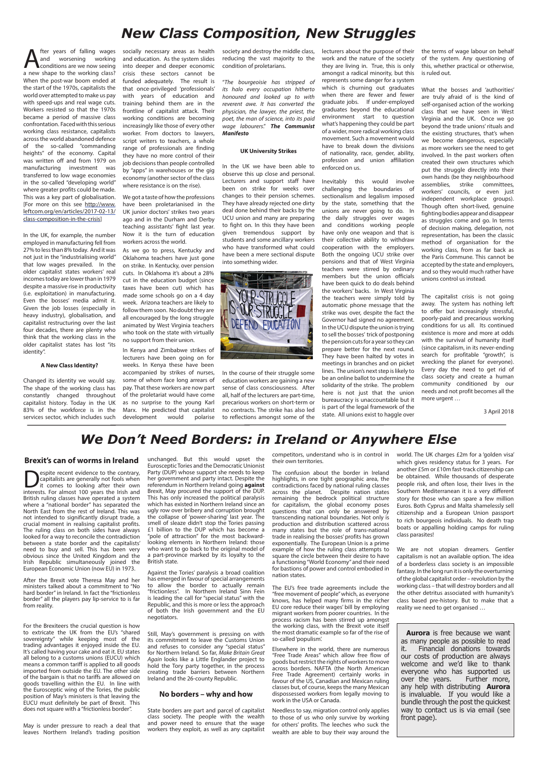# New Class Composition, New Struggles

After years of falling wages and worsening working conditions are we now seeing a new shape to the working class? When the post-war boom ended at the start of the 1970s, capitalists the world over attempted to make us pay with speed-ups and real wage cuts. Workers resisted so that the 1970s became a period of massive class confrontation. Faced with this serious working class resistance, capitalists across the world abandoned defence of the so-called "commanding heights" of the economy. Capital was written off and from 1979 on manufacturing investment was transferred to low wage economies in the so-called "developing world" where greater profits could be made. This was a key part of globalisation. [For more on this see http://www.leftcom.org/en/articles/2017-02-13/class-composition-in-the-crisis]

In the UK, for example, the number employed in manufacturing fell from 27% to less than 8% today. And it was not just in the "industrialising world" that low wages prevailed. In the older capitalist states workers' real incomes today are lower than in 1979 despite a massive rise in productivity (i.e. exploitation) in manufacturing. Even the bosses' media admit it. Given the job losses (especially in heavy industry), globalisation, and capitalist restructuring over the last four decades, there are plenty who think that the working class in the older capitalist states has lost "its identity".

### A New Class Identity?

Changed its identity we would say. The shape of the working class has constantly changed throughout capitalist history. Today in the UK 83% of the workforce is in the services sector, which includes such socially necessary areas as health and education. As the system slides into deeper and deeper economic crisis these sectors cannot be funded adequately. The result is that once-privileged 'professionals' with years of education and training behind them are in the frontline of capitalist attack. Their working conditions are becoming increasingly like those of every other worker. From doctors to lawyers, script writers to teachers, a whole range of professionals are finding they have no more control of their job decisions than people controlled by "apps" in warehouses or the gig economy (another sector of the class where resistance is on the rise).

We got a taste of how the professions have been proletarianised in the UK junior doctors' strikes two years ago and in the Durham and Derby teaching assistants' fight last year. Now it is the turn of education workers across the world.

As we go to press, Kentucky and Oklahoma teachers have just gone on strike. In Kentucky, over pension cuts. In Oklahoma it's about a 28% cut in the education budget (since taxes have been cut) which has made some schools go on a 4 day week. Arizona teachers are likely to follow them soon. No doubt they are all encouraged by the long struggle animated by West Virginia teachers who took on the state with virtually no support from their union.

In Kenya and Zimbabwe strikes of lecturers have been going on for weeks. In Kenya these have been accompanied by strikes of nurses, some of whom face long arrears of pay. That these workers are now part of the proletariat would have come as no surprise to the young Karl Marx. He predicted that capitalist development would polarise society and destroy the middle class, reducing the vast majority to the condition of proletarians.

"*The bourgeoisie has stripped of its halo every occupation hitherto honoured and looked up to with reverent awe. It has converted the physician, the lawyer, the priest, the poet, the man of science, into its paid wage labourers.*" ***The Communist Manifesto***

### UK University Strikes

In the UK we have been able to observe this up close and personal. Lecturers and support staff have been on strike for weeks over changes to their pension schemes. They have already rejected one dirty deal done behind their backs by the UCU union and many are preparing to fight on. In this they have been given tremendous support by students and some ancillary workers who have transformed what could have been a mere sectional dispute into something wider.

In the course of their struggle some education workers are gaining a new sense of class consciousness. After all, half of the lecturers are part-time, precarious workers on short-term or no contracts. The strike has also led to reflections amongst some of the lecturers about the purpose of their work and the nature of the society they are living in. True, this is only amongst a radical minority, but this represents some danger for a system which is churning out graduates when there are fewer and fewer graduate jobs. If under-employed graduates beyond the educational environment start to question what's happening they could be part of a wider, more radical working class movement. Such a movement would have to break down the divisions of nationality, race, gender, ability, profession and union affiliation enforced on us.

Inevitably this would involve challenging the boundaries of sectionalism and legalism imposed by the state, something that the unions are never going to do. In the daily struggles over wages and conditions working people have only one weapon and that is their collective ability to withdraw cooperation with the employers. Both the ongoing UCU strike over pensions and that of West Virginia teachers were stirred by ordinary members but the union officials have been quick to do deals behind the workers' backs. In West Virginia the teachers were simply told by automatic phone message that the strike was over, despite the fact the Governor had signed no agreement. In the UCU dispute the union is trying to sell the bosses' trick of postponing the pension cuts for a year so they can prepare better for the next round. They have been halted by votes in meetings in branches and on picket lines. The union's next step is likely to be an online ballot to undermine the solidarity of the strike. The problem here is not just that the union bureaucracy is unaccountable but it is part of the legal framework of the state. All unions exist to haggle over the terms of wage labour on behalf of the system. Any questioning of this, whether practical or otherwise, is ruled out.

What the bosses and 'authorities' are truly afraid of is the kind of self-organised action of the working class that we have seen in West Virginia and the UK. Once we go beyond the trade unions' rituals and the existing structures, that's when we become dangerous, especially as more workers see the need to get involved. In the past workers often created their own structures which put the struggle directly into their own hands (be they neighbourhood assemblies, strike committees, workers' councils, or even just independent workplace groups). Though often short-lived, genuine fighting bodies appear and disappear as struggles come and go. In terms of decision making, delegation, not representation, has been the classic method of organisation for the working class, from as far back as the Paris Commune. This cannot be accepted by the state and employers, and so they would much rather have unions control us instead.

The capitalist crisis is not going away. The system has nothing left to offer but increasingly stressful, poorly-paid and precarious working conditions for us all. Its continued existence is more and more at odds with the survival of humanity itself (since capitalism, in its never-ending search for profitable "growth", is wrecking the planet for everyone). Every day the need to get rid of class society and create a human community conditioned by our needs and not profit becomes all the more urgent …

3 April 2018

# We Don't Need Borders: in Ireland or Anywhere Else

## Brexit's can of worms in Ireland

Despite recent evidence to the contrary, capitalists are generally not fools when it comes to looking after their own interests. For almost 100 years the Irish and British ruling classes have operated a system where a "national border" has separated the North East from the rest of Ireland. This was not intended to significantly disrupt trade, a crucial moment in realising capitalist profits. The ruling class on both sides have always looked for a way to reconcile the contradiction between a state border and the capitalists' need to buy and sell. This has been very obvious since the United Kingdom and the Irish Republic simultaneously joined the European Economic Union (now EU) in 1973.

After the Brexit vote Theresa May and her ministers talked about a commitment to "No hard border" in Ireland. In fact the "frictionless border" all the players pay lip-service to is far from reality.

For the Brexiteers the crucial question is how to extricate the UK from the EU's "shared sovereignty" while keeping most of the trading advantages it enjoyed inside the EU. It's called having your cake and eat it. EU states all belong to a customs unions (EUCU) which means a common tariff is applied to all goods imported from outside the EU. The other side of the bargain is that no tariffs are allowed on goods travelling within the EU. In line with the Eurosceptic wing of the Tories, the public position of May's ministers is that leaving the EUCU must definitely be part of Brexit. This does not square with a "frictionless border".

May is under pressure to reach a deal that leaves Northern Ireland's trading position unchanged. But this would upset the Eurosceptic Tories and the Democratic Unionist Party (DUP) whose support she needs to keep her government and party intact. Despite the referendum in Northern Ireland going **against** Brexit, May procured the support of the DUP. This has only increased the political paralysis which has existed in Northern Ireland since an ugly row over bribery and corruption brought the collapse of 'power-sharing' last year. The smell of sleaze didn't stop the Tories passing £1 billion to the DUP which has become a "pole of attraction" for the most backward-looking elements in Northern Ireland: those who want to go back to the original model of a part-province marked by its loyalty to the British state.

Against the Tories' paralysis a broad coalition has emerged in favour of special arrangements to allow the border to actually remain "frictionless". In Northern Ireland Sinn Fein is leading the call for "special status" with the Republic, and this is more or less the approach of both the Irish government and the EU negotiators.

Still, May's government is pressing on with its commitment to leave the Customs Union and refuses to consider any "special status" for Northern Ireland. So far, *Make Britain Great Again* looks like a Little Englander project to hold the Tory party together, in the process creating trade barriers between Northern Ireland and the 26-county Republic.

## No borders – why and how

State borders are part and parcel of capitalist class society. The people with the wealth and power need to ensure that the wage workers they exploit, as well as any capitalist competitors, understand who is in control in their own territories.

The confusion about the border in Ireland highlights, in one tight geographic area, the contradictions faced by national ruling classes across the planet. Despite nation states remaining the bedrock political structure for capitalism, the global economy poses questions that can only be answered by transcending national boundaries. Not only is production and distribution scattered across many states but the role of trans-national trade in realising the bosses' profits has grown exponentially. The European Union is a prime example of how the ruling class attempts to square the circle between their desire to have a functioning "World Economy" and their need for bastions of power and control embodied in nation states.

The EU's free trade agreements include the "free movement of people" which, as everyone knows, has helped many firms in the richer EU core reduce their wages' bill by employing migrant workers from poorer countries. In the process racism has been stirred up amongst the working class, with the Brexit vote itself the most dramatic example so far of the rise of so-called 'populism'.

Elsewhere in the world, there are numerous "Free Trade Areas" which allow free flow of goods but restrict the rights of workers to move across borders. NAFTA (the North American Free Trade Agreement) certainly works in favour of the US, Canadian and Mexican ruling classes but, of course, keeps the many Mexican dispossessed workers from legally moving to work in the USA or Canada.

Needless to say, migration control only applies to those of us who only survive by working for others' profits. The leeches who suck the wealth are able to buy their way around the world. The UK charges £2m for a 'golden visa' which gives residency status for 3 years. For another £5m or £10m fast-track citizenship can be obtained. While thousands of desperate people risk, and often lose, their lives in the Southern Mediterranean it is a very different story for those who can spare a few million Euros. Both Cyprus and Malta shamelessly sell citizenship and a European Union passport to rich bourgeois individuals. No death trap boats or appalling holding camps for ruling class parasites!

We are not utopian dreamers. Gentler capitalism is not an available option. The idea of a borderless class society is an impossible fantasy. In the long run it is only the overturning of the global capitalist order – revolution by the working class – that will destroy borders and all the other detritus associated with humanity's class based pre-history. But to make that a reality we need to get organised …

**Aurora** is free because we want as many people as possible to read it. Financial donations towards our costs of production are always welcome and we'd like to thank everyone who has supported us over the years. Further more, any help with distributing **Aurora** is invaluable. If you would like a bundle through the post the quickest way to contact us is via email (see front page).